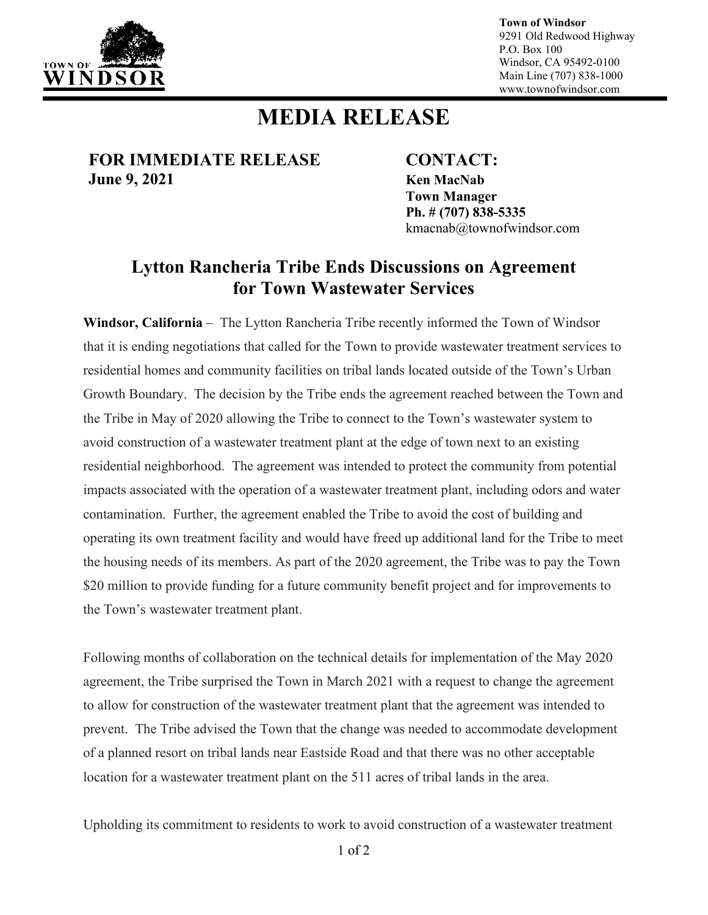**Town of Windsor**
9291 Old Redwood Highway
P.O. Box 100
Windsor, CA 95492-0100
Main Line (707) 838-1000
www.townofwindsor.com

# MEDIA RELEASE

**FOR IMMEDIATE RELEASE**
**June 9, 2021**

**CONTACT:**
**Ken MacNab**
**Town Manager**
**Ph. # (707) 838-5335**
kmacnab@townofwindsor.com

## Lytton Rancheria Tribe Ends Discussions on Agreement for Town Wastewater Services

**Windsor, California** – The Lytton Rancheria Tribe recently informed the Town of Windsor that it is ending negotiations that called for the Town to provide wastewater treatment services to residential homes and community facilities on tribal lands located outside of the Town's Urban Growth Boundary. The decision by the Tribe ends the agreement reached between the Town and the Tribe in May of 2020 allowing the Tribe to connect to the Town's wastewater system to avoid construction of a wastewater treatment plant at the edge of town next to an existing residential neighborhood. The agreement was intended to protect the community from potential impacts associated with the operation of a wastewater treatment plant, including odors and water contamination. Further, the agreement enabled the Tribe to avoid the cost of building and operating its own treatment facility and would have freed up additional land for the Tribe to meet the housing needs of its members. As part of the 2020 agreement, the Tribe was to pay the Town $20 million to provide funding for a future community benefit project and for improvements to the Town's wastewater treatment plant.

Following months of collaboration on the technical details for implementation of the May 2020 agreement, the Tribe surprised the Town in March 2021 with a request to change the agreement to allow for construction of the wastewater treatment plant that the agreement was intended to prevent. The Tribe advised the Town that the change was needed to accommodate development of a planned resort on tribal lands near Eastside Road and that there was no other acceptable location for a wastewater treatment plant on the 511 acres of tribal lands in the area.

Upholding its commitment to residents to work to avoid construction of a wastewater treatment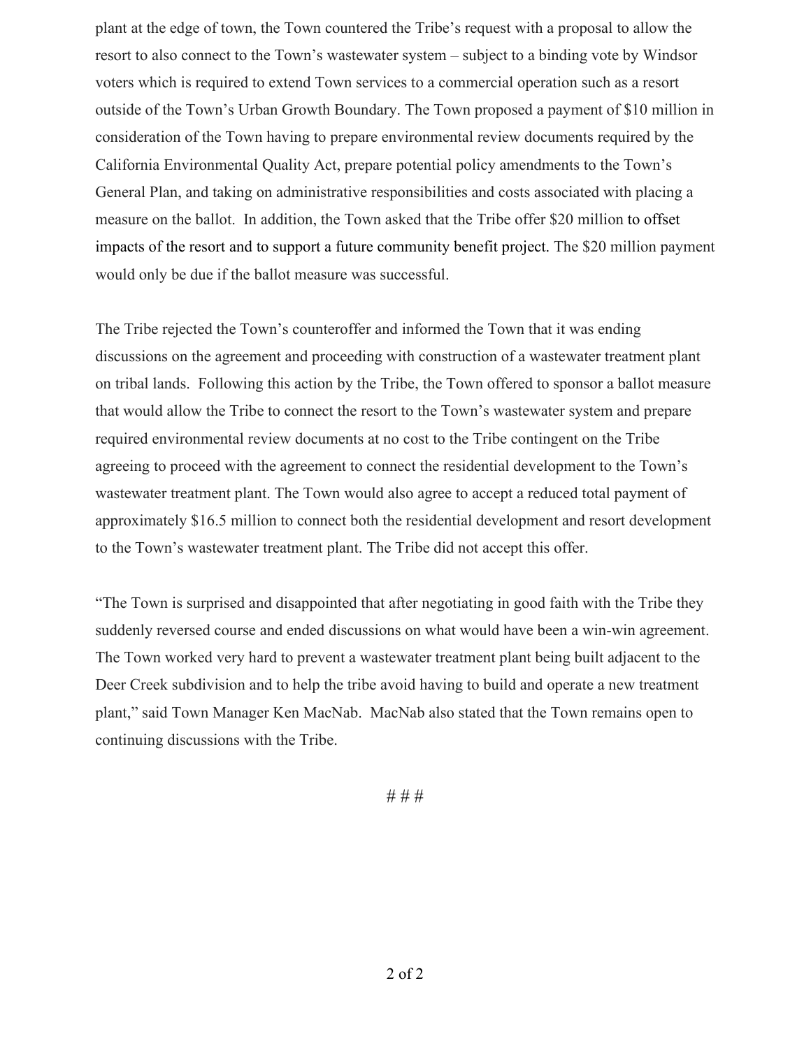plant at the edge of town, the Town countered the Tribe's request with a proposal to allow the resort to also connect to the Town's wastewater system – subject to a binding vote by Windsor voters which is required to extend Town services to a commercial operation such as a resort outside of the Town's Urban Growth Boundary. The Town proposed a payment of $10 million in consideration of the Town having to prepare environmental review documents required by the California Environmental Quality Act, prepare potential policy amendments to the Town's General Plan, and taking on administrative responsibilities and costs associated with placing a measure on the ballot. In addition, the Town asked that the Tribe offer $20 million to offset impacts of the resort and to support a future community benefit project. The $20 million payment would only be due if the ballot measure was successful.

The Tribe rejected the Town's counteroffer and informed the Town that it was ending discussions on the agreement and proceeding with construction of a wastewater treatment plant on tribal lands. Following this action by the Tribe, the Town offered to sponsor a ballot measure that would allow the Tribe to connect the resort to the Town's wastewater system and prepare required environmental review documents at no cost to the Tribe contingent on the Tribe agreeing to proceed with the agreement to connect the residential development to the Town's wastewater treatment plant. The Town would also agree to accept a reduced total payment of approximately $16.5 million to connect both the residential development and resort development to the Town's wastewater treatment plant. The Tribe did not accept this offer.

"The Town is surprised and disappointed that after negotiating in good faith with the Tribe they suddenly reversed course and ended discussions on what would have been a win-win agreement. The Town worked very hard to prevent a wastewater treatment plant being built adjacent to the Deer Creek subdivision and to help the tribe avoid having to build and operate a new treatment plant," said Town Manager Ken MacNab. MacNab also stated that the Town remains open to continuing discussions with the Tribe.

# # #